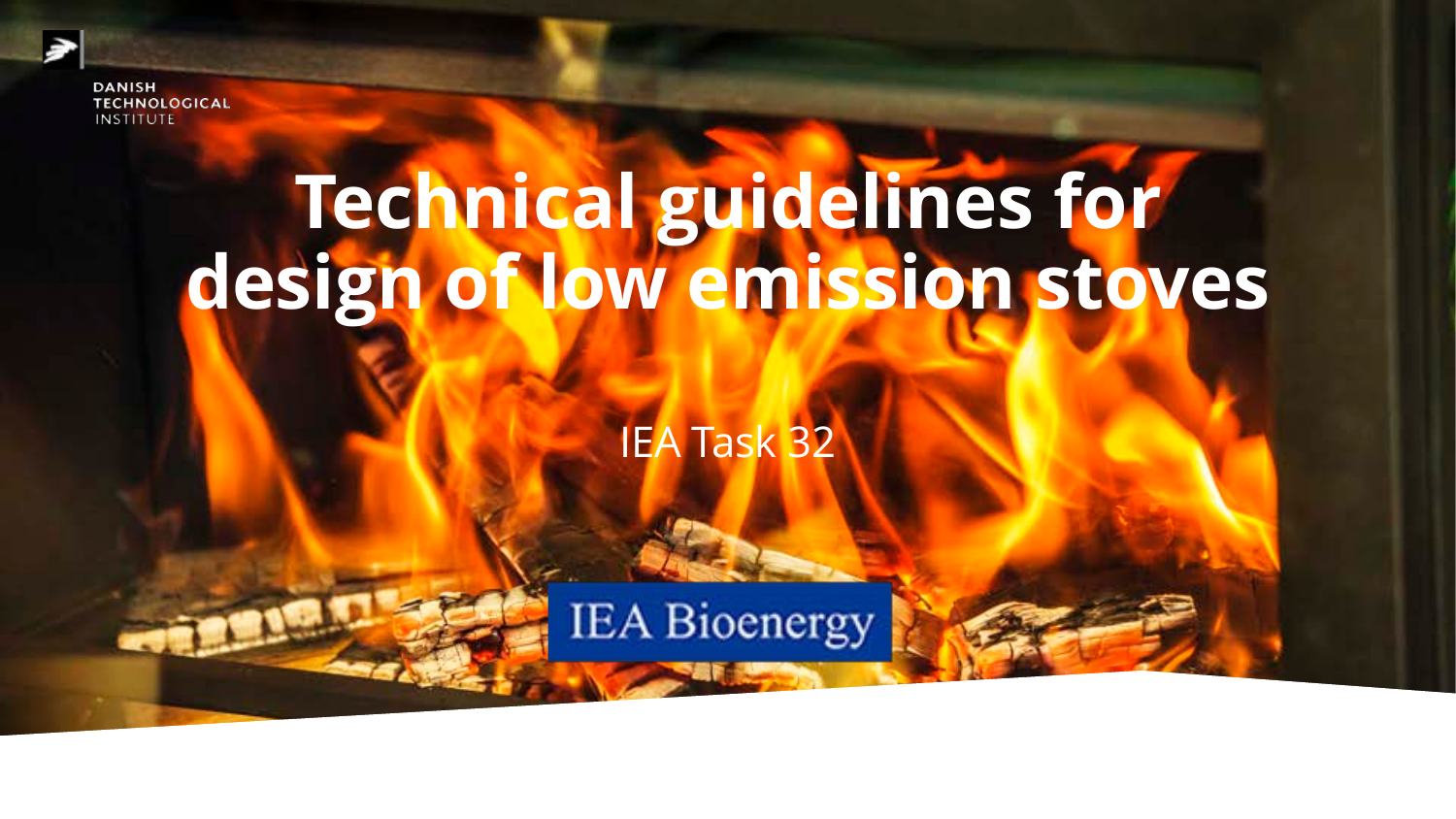DANISH TECHNOLOGICAL INSTITUTE

# Technical guidelines for design of low emission stoves

IEA Task 32

IEA Bioenergy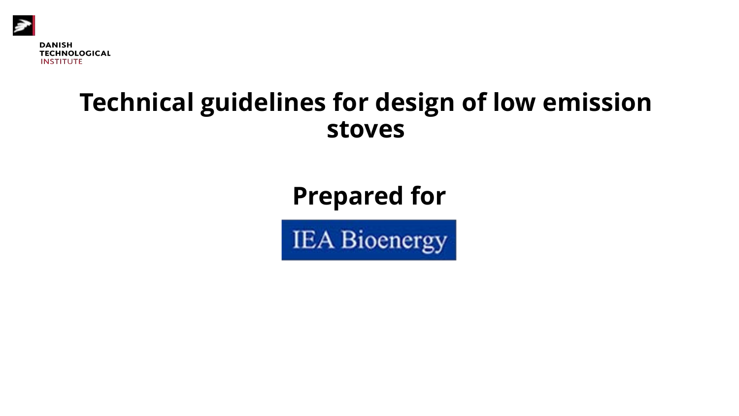DANISH
TECHNOLOGICAL
INSTITUTE

# Technical guidelines for design of low emission stoves

## Prepared for

IEA Bioenergy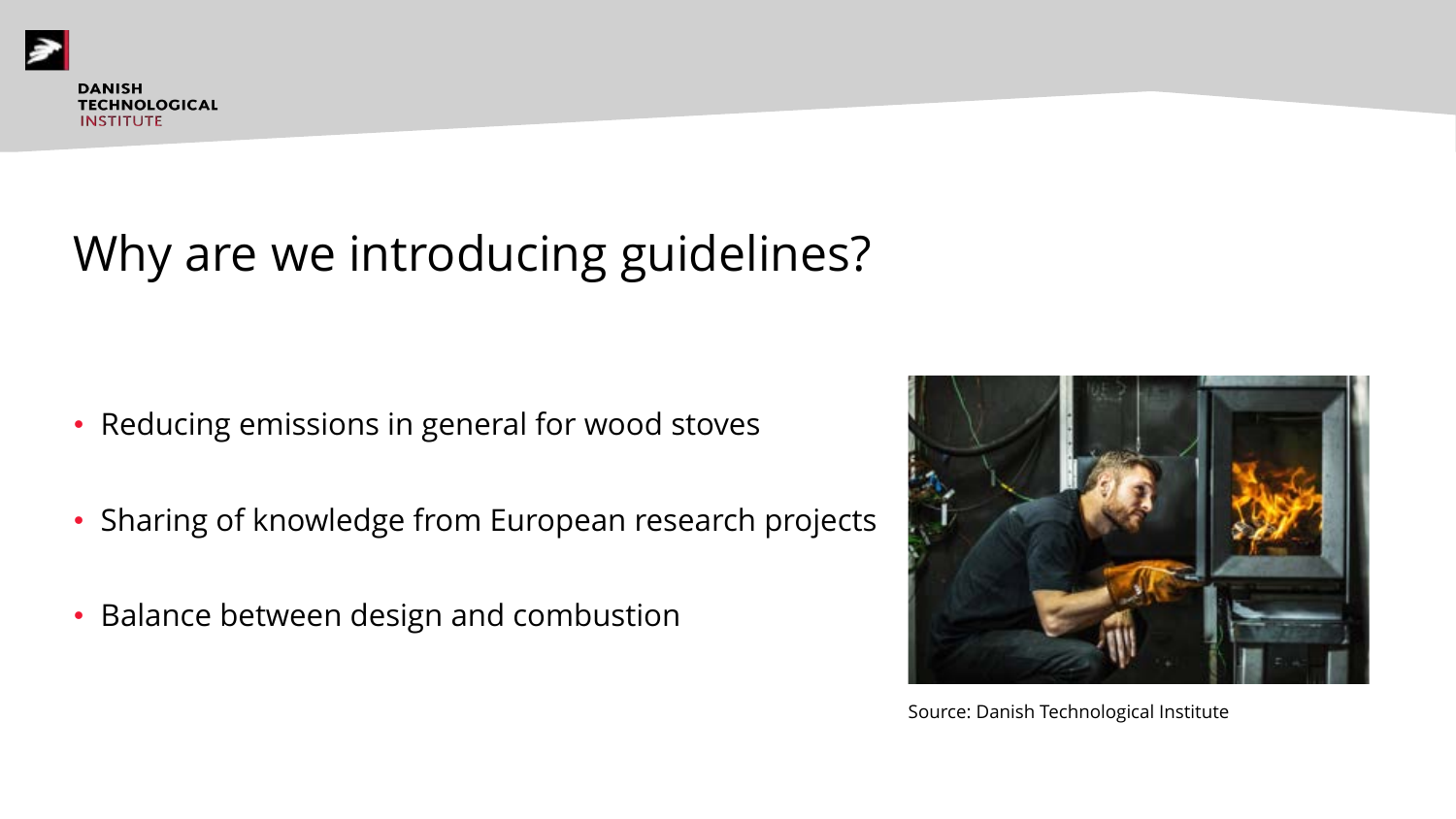# Why are we introducing guidelines?

- Reducing emissions in general for wood stoves
- Sharing of knowledge from European research projects
- Balance between design and combustion

Source: Danish Technological Institute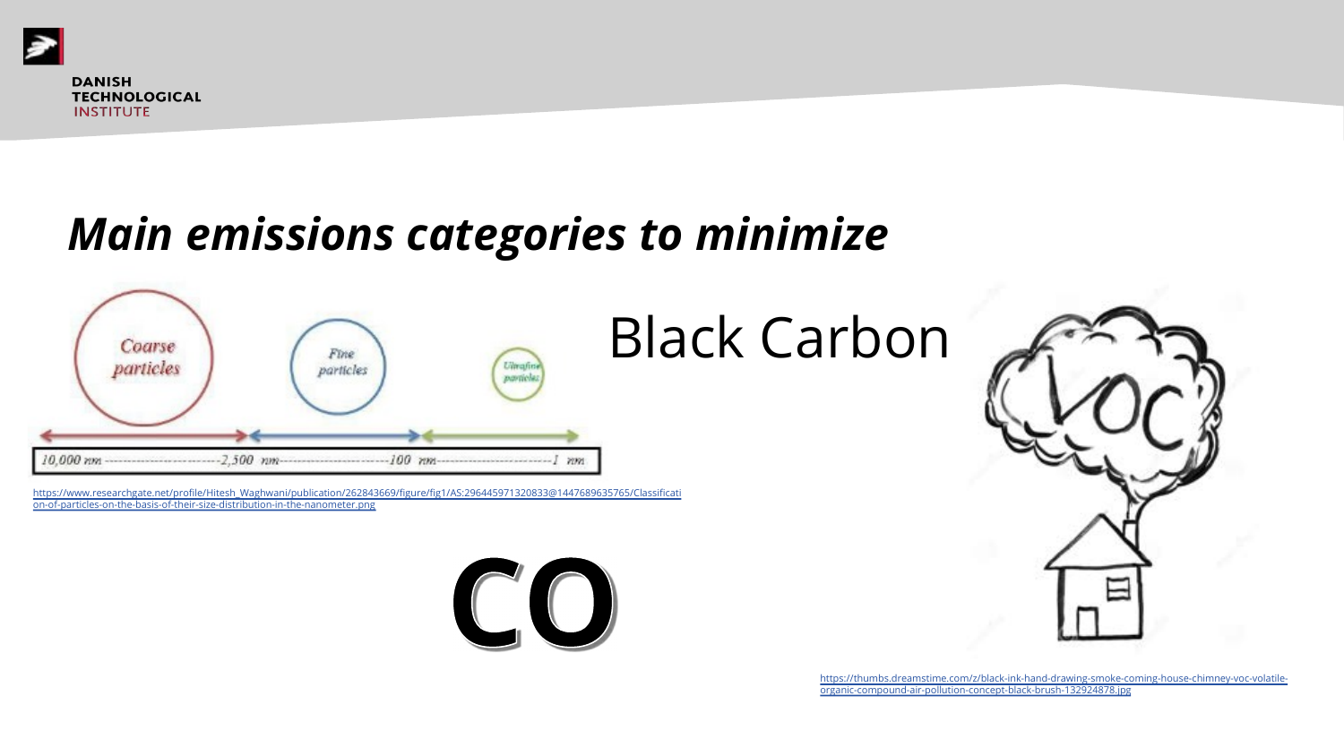## *Main emissions categories to minimize*

Coarse particles

Fine particles

Ultrafine particles

10,000 nm ---------- 2,500 nm ---------- 100 nm ---------- 1 nm

https://www.researchgate.net/profile/Hitesh_Waghwani/publication/262843669/figure/fig1/AS:296445971320833@1447689635765/Classification-of-particles-on-the-basis-of-their-size-distribution-in-the-nanometer.png

Black Carbon

VOC

**CO**

https://thumbs.dreamstime.com/z/black-ink-hand-drawing-smoke-coming-house-chimney-voc-volatile-organic-compound-air-pollution-concept-black-brush-132924878.jpg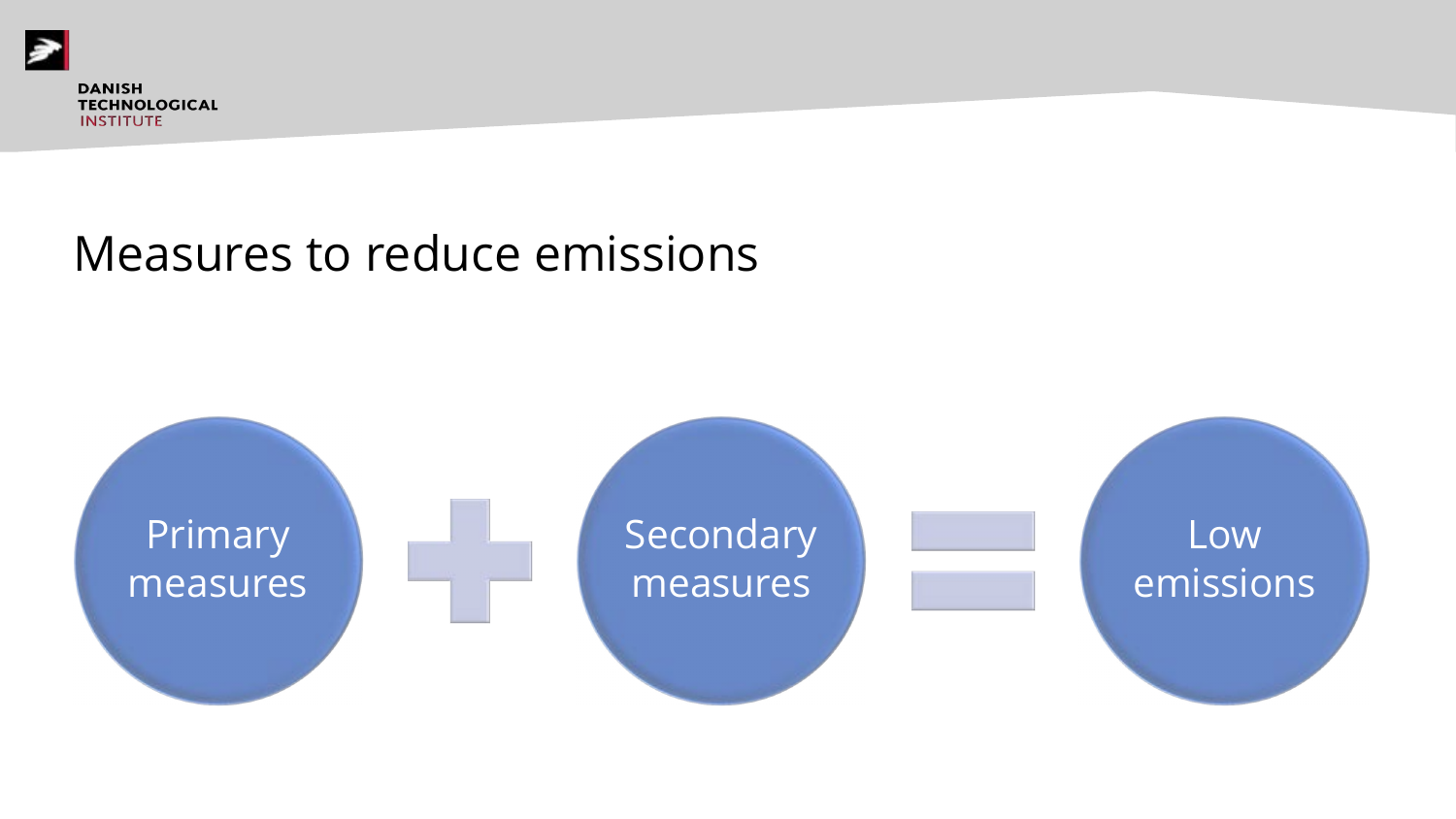# Measures to reduce emissions

Primary measures + Secondary measures = Low emissions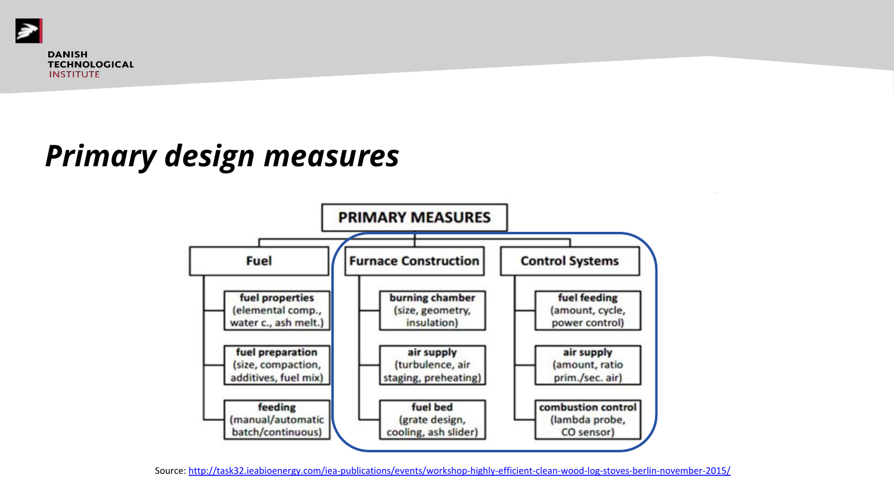# *Primary design measures*

**PRIMARY MEASURES**

- **Fuel**
  - **fuel properties** (elemental comp., water c., ash melt.)
  - **fuel preparation** (size, compaction, additives, fuel mix)
  - **feeding** (manual/automatic batch/continuous)
- **Furnace Construction**
  - **burning chamber** (size, geometry, insulation)
  - **air supply** (turbulence, air staging, preheating)
  - **fuel bed** (grate design, cooling, ash slider)
- **Control Systems**
  - **fuel feeding** (amount, cycle, power control)
  - **air supply** (amount, ratio prim./sec. air)
  - **combustion control** (lambda probe, CO sensor)

Source: http://task32.ieabioenergy.com/iea-publications/events/workshop-highly-efficient-clean-wood-log-stoves-berlin-november-2015/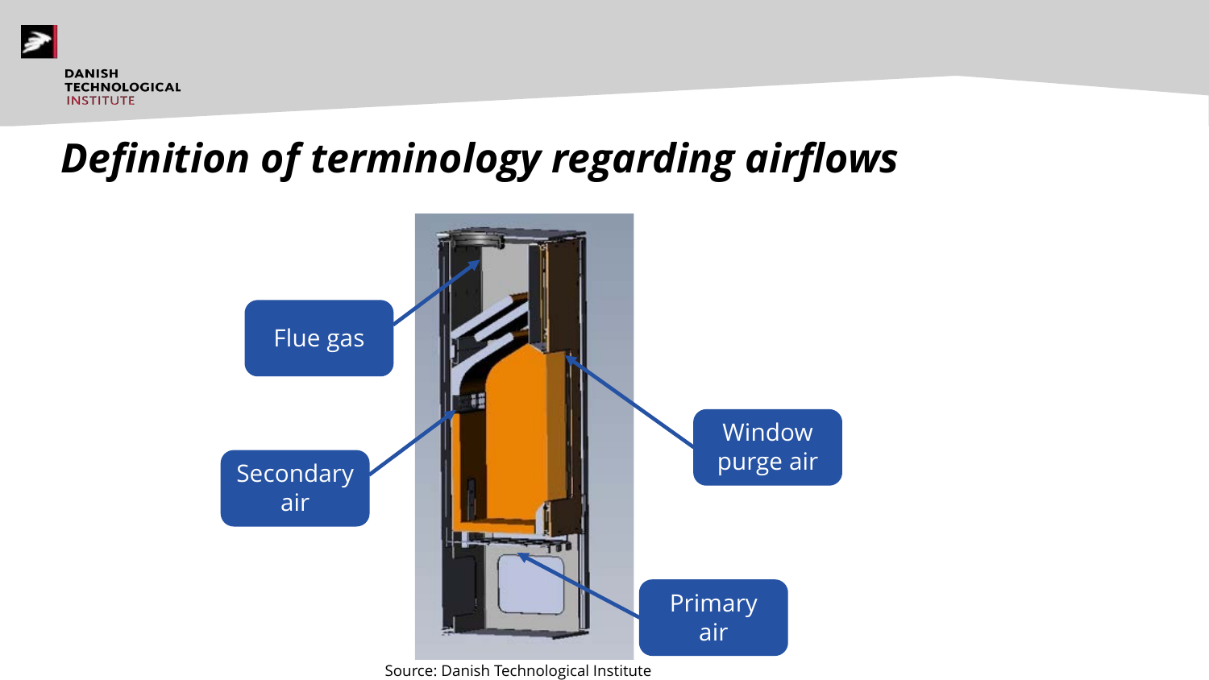# *Definition of terminology regarding airflows*

Flue gas

Secondary air

Window purge air

Primary air

Source: Danish Technological Institute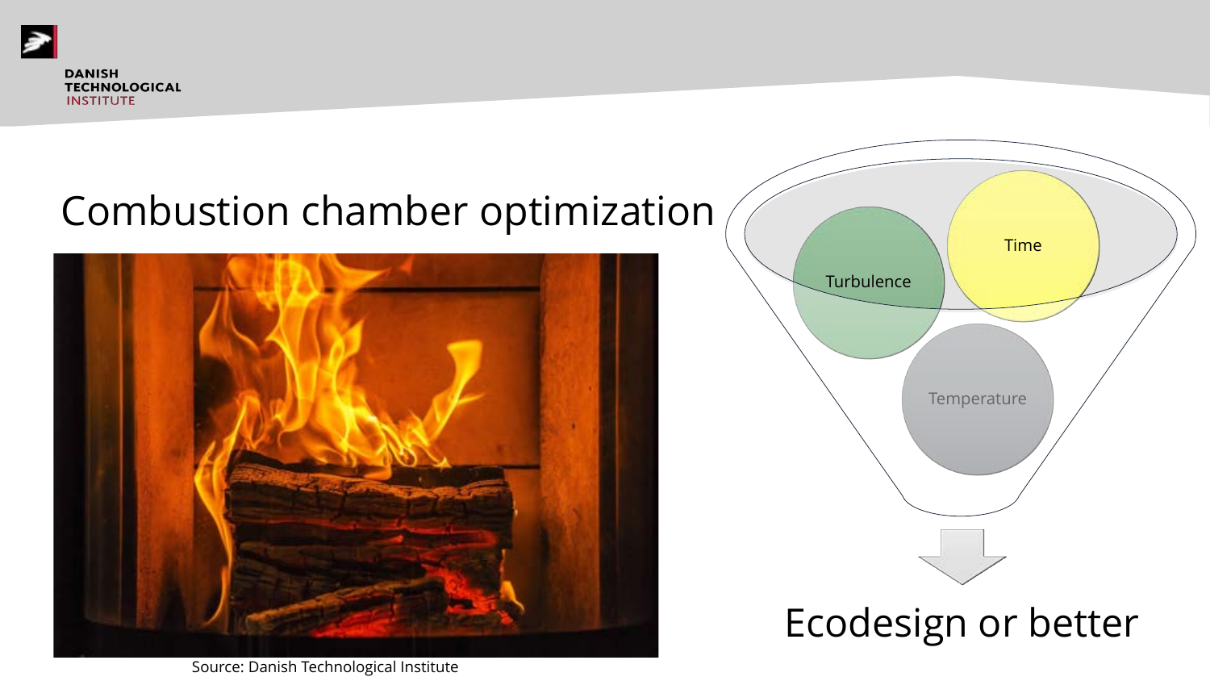# Combustion chamber optimization

Source: Danish Technological Institute

Turbulence

Time

Temperature

Ecodesign or better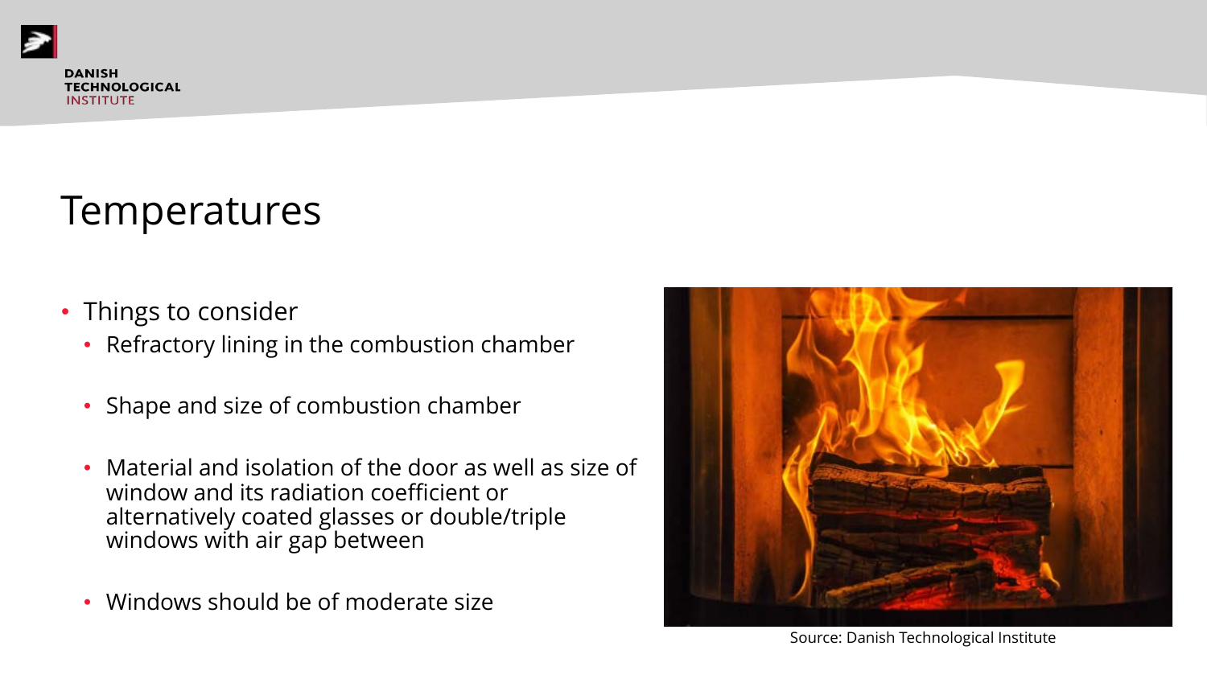# Temperatures

- Things to consider
  - Refractory lining in the combustion chamber
  - Shape and size of combustion chamber
  - Material and isolation of the door as well as size of window and its radiation coefficient or alternatively coated glasses or double/triple windows with air gap between
  - Windows should be of moderate size

Source: Danish Technological Institute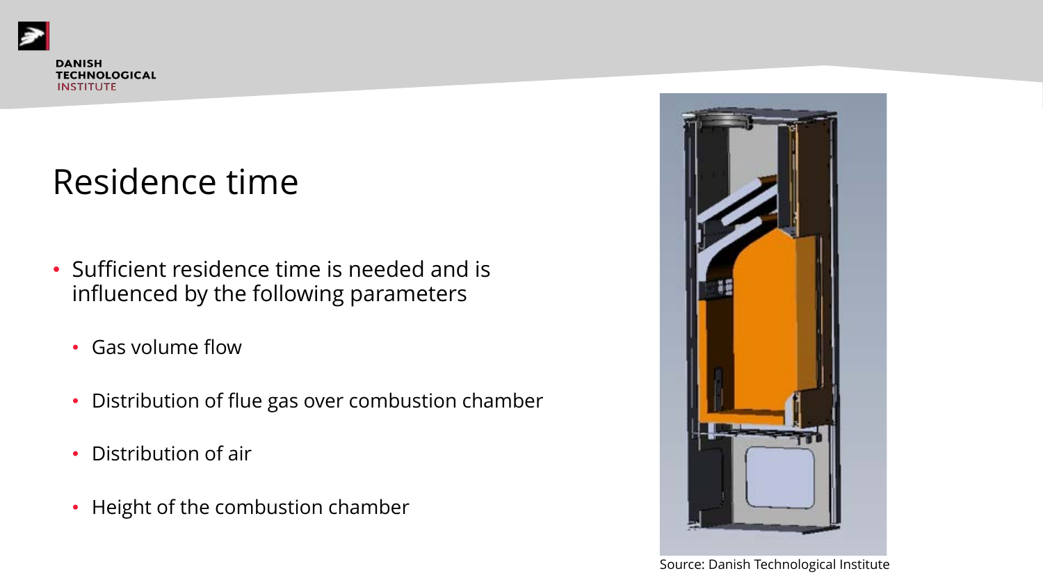# Residence time

- Sufficient residence time is needed and is influenced by the following parameters
  - Gas volume flow
  - Distribution of flue gas over combustion chamber
  - Distribution of air
  - Height of the combustion chamber

Source: Danish Technological Institute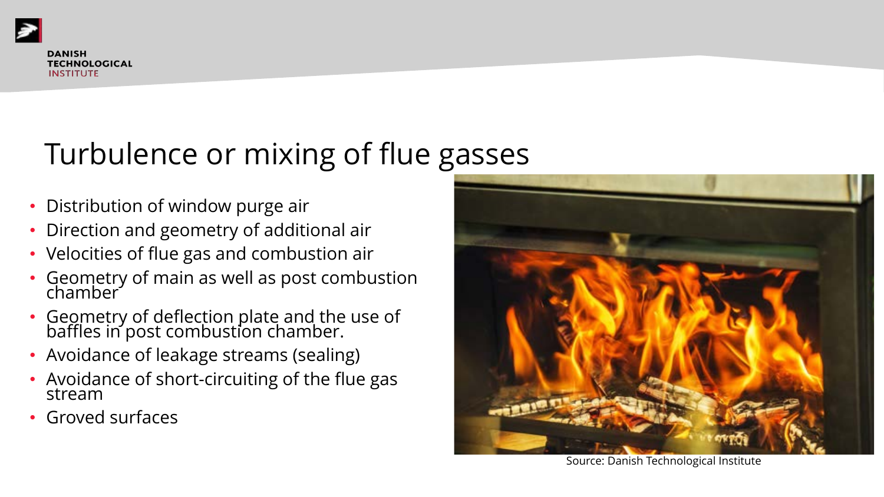# Turbulence or mixing of flue gasses

- Distribution of window purge air
- Direction and geometry of additional air
- Velocities of flue gas and combustion air
- Geometry of main as well as post combustion chamber
- Geometry of deflection plate and the use of baffles in post combustion chamber.
- Avoidance of leakage streams (sealing)
- Avoidance of short-circuiting of the flue gas stream
- Groved surfaces

Source: Danish Technological Institute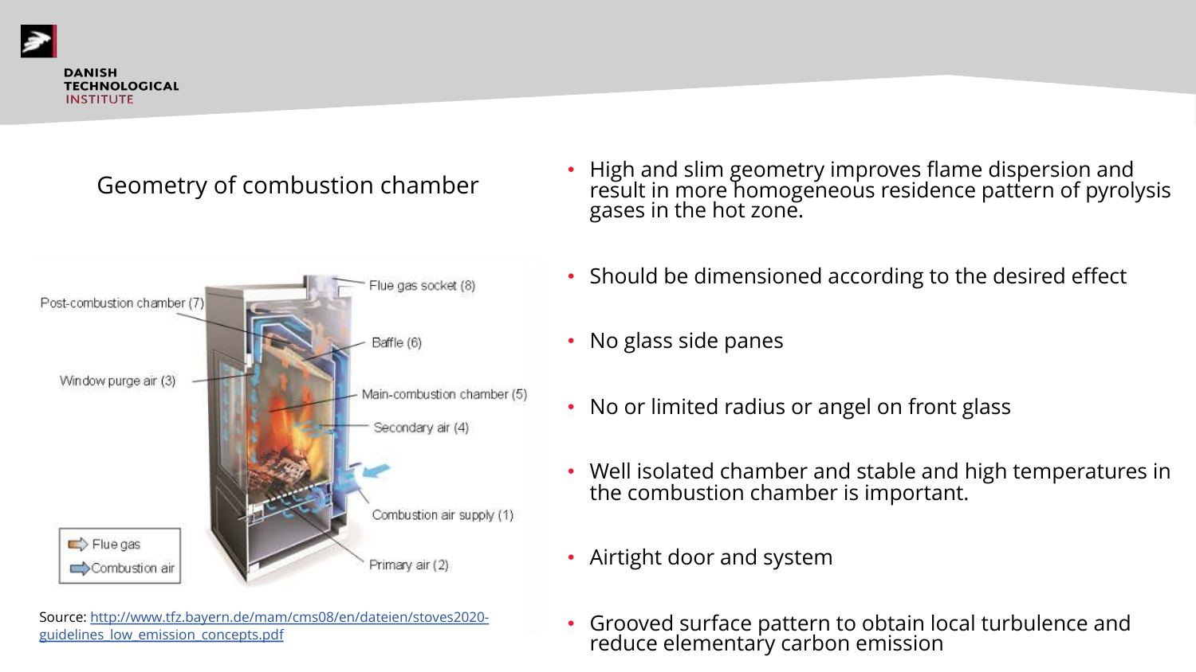## Geometry of combustion chamber

Post-combustion chamber (7)

Window purge air (3)

Flue gas socket (8)

Baffle (6)

Main-combustion chamber (5)

Secondary air (4)

Combustion air supply (1)

Primary air (2)

Flue gas

Combustion air

Source: http://www.tfz.bayern.de/mam/cms08/en/dateien/stoves2020-guidelines_low_emission_concepts.pdf

- High and slim geometry improves flame dispersion and result in more homogeneous residence pattern of pyrolysis gases in the hot zone.
- Should be dimensioned according to the desired effect
- No glass side panes
- No or limited radius or angel on front glass
- Well isolated chamber and stable and high temperatures in the combustion chamber is important.
- Airtight door and system
- Grooved surface pattern to obtain local turbulence and reduce elementary carbon emission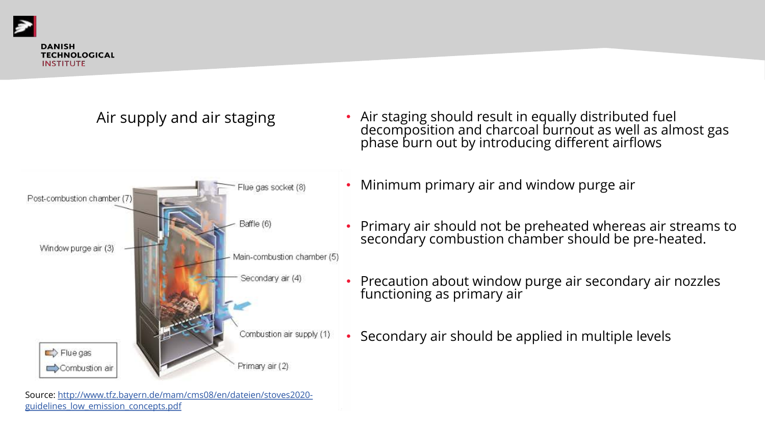## Air supply and air staging

Post-combustion chamber (7)

Window purge air (3)

Flue gas socket (8)

Baffle (6)

Main-combustion chamber (5)

Secondary air (4)

Combustion air supply (1)

Primary air (2)

Flue gas

Combustion air

Source: http://www.tfz.bayern.de/mam/cms08/en/dateien/stoves2020-guidelines_low_emission_concepts.pdf

- Air staging should result in equally distributed fuel decomposition and charcoal burnout as well as almost gas phase burn out by introducing different airflows
- Minimum primary air and window purge air
- Primary air should not be preheated whereas air streams to secondary combustion chamber should be pre-heated.
- Precaution about window purge air secondary air nozzles functioning as primary air
- Secondary air should be applied in multiple levels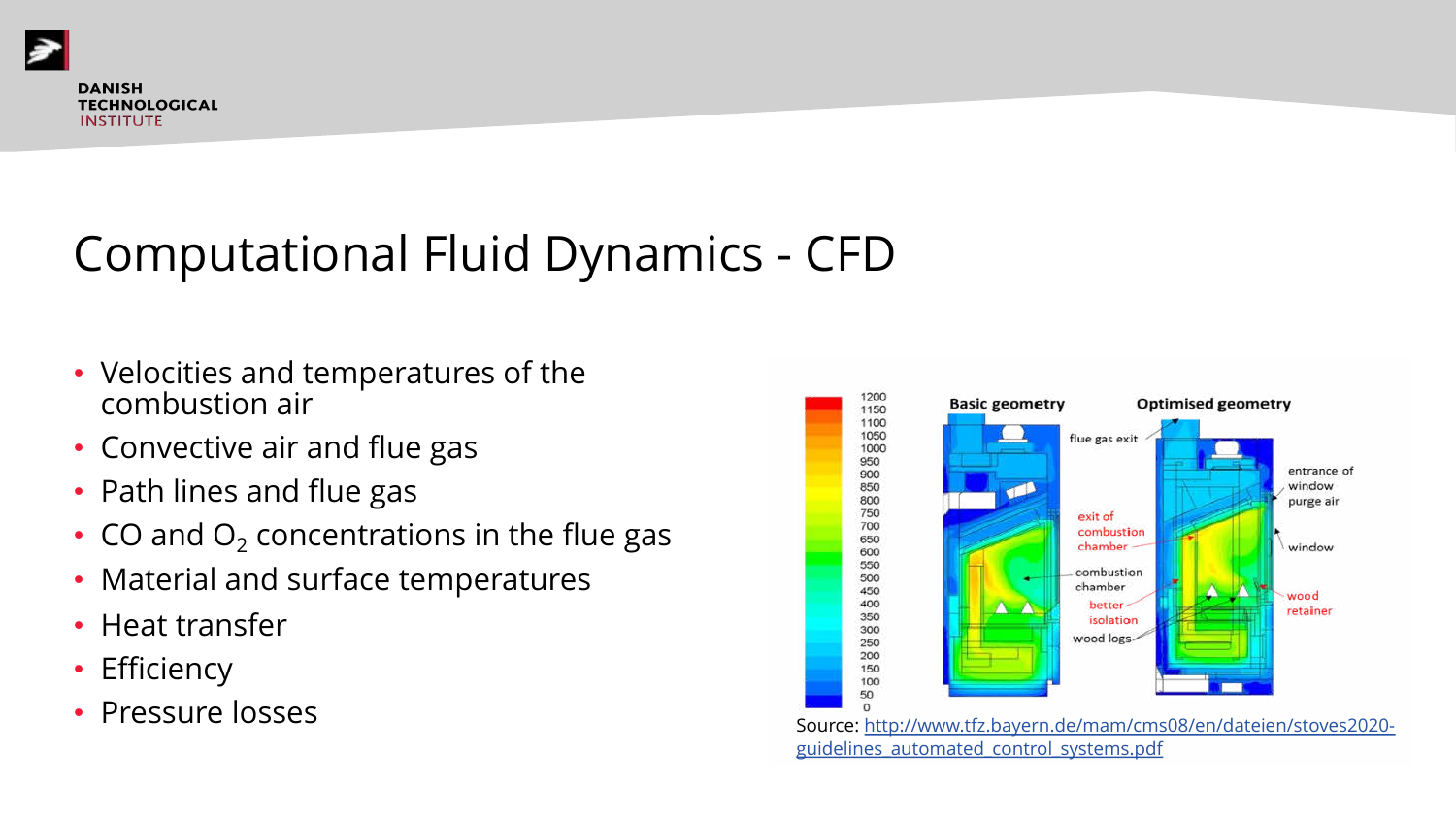# Computational Fluid Dynamics - CFD

- Velocities and temperatures of the combustion air
- Convective air and flue gas
- Path lines and flue gas
- $CO$ and $O_2$ concentrations in the flue gas
- Material and surface temperatures
- Heat transfer
- Efficiency
- Pressure losses

Source: http://www.tfz.bayern.de/mam/cms08/en/dateien/stoves2020-guidelines_automated_control_systems.pdf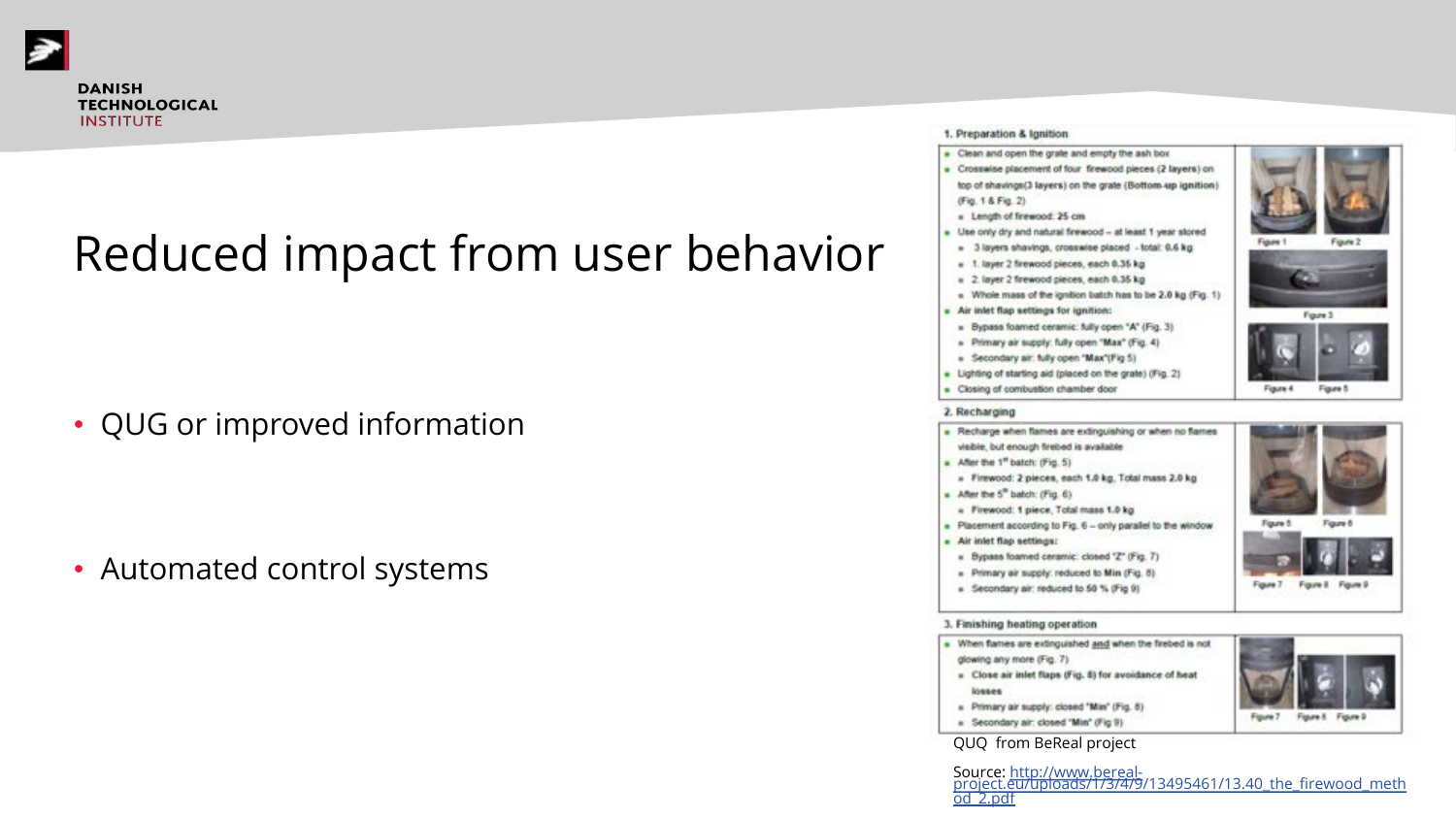# Reduced impact from user behavior

- QUG or improved information
- Automated control systems

**1. Preparation & Ignition**

- Clean and open the grate and empty the ash box
- Crosswise placement of four firewood pieces (2 layers) on top of shavings(3 layers) on the grate (Bottom-up ignition) (Fig. 1 & Fig. 2)
  - Length of firewood: 25 cm
- Use only dry and natural firewood – at least 1 year stored
  - 3 layers shavings, crosswise placed - total: 0.6 kg
  - 1. layer 2 firewood pieces, each 0.35 kg
  - 2. layer 2 firewood pieces, each 0.35 kg
  - Whole mass of the ignition batch has to be 2.0 kg (Fig. 1)
- Air inlet flap settings for ignition:
  - Bypass foamed ceramic: fully open "A" (Fig. 3)
  - Primary air supply: fully open "Max" (Fig. 4)
  - Secondary air: fully open "Max"(Fig 5)
- Lighting of starting aid (placed on the grate) (Fig. 2)
- Closing of combustion chamber door

Figure 1 Figure 2 Figure 3 Figure 4 Figure 5

**2. Recharging**

- Recharge when flames are extinguishing or when no flames visible, but enough firebed is available
- After the 1st batch: (Fig. 5)
  - Firewood: 2 pieces, each 1.0 kg, Total mass 2.0 kg
- After the 5th batch: (Fig. 6)
  - Firewood: 1 piece, Total mass 1.0 kg
- Placement according to Fig. 6 – only parallel to the window
- Air inlet flap settings:
  - Bypass foamed ceramic: closed "Z" (Fig. 7)
  - Primary air supply: reduced to Min (Fig. 8)
  - Secondary air: reduced to 50 % (Fig 9)

Figure 5 Figure 6 Figure 7 Figure 8 Figure 9

**3. Finishing heating operation**

- When flames are extinguished and when the firebed is not glowing any more (Fig. 7)
  - Close air inlet flaps (Fig. 8) for avoidance of heat losses
  - Primary air supply: closed "Min" (Fig. 8)
  - Secondary air: closed "Min" (Fig 9)

Figure 7 Figure 8 Figure 9

QUQ from BeReal project

Source: http://www.bereal-project.eu/uploads/1/3/4/9/13495461/13.40_the_firewood_method_2.pdf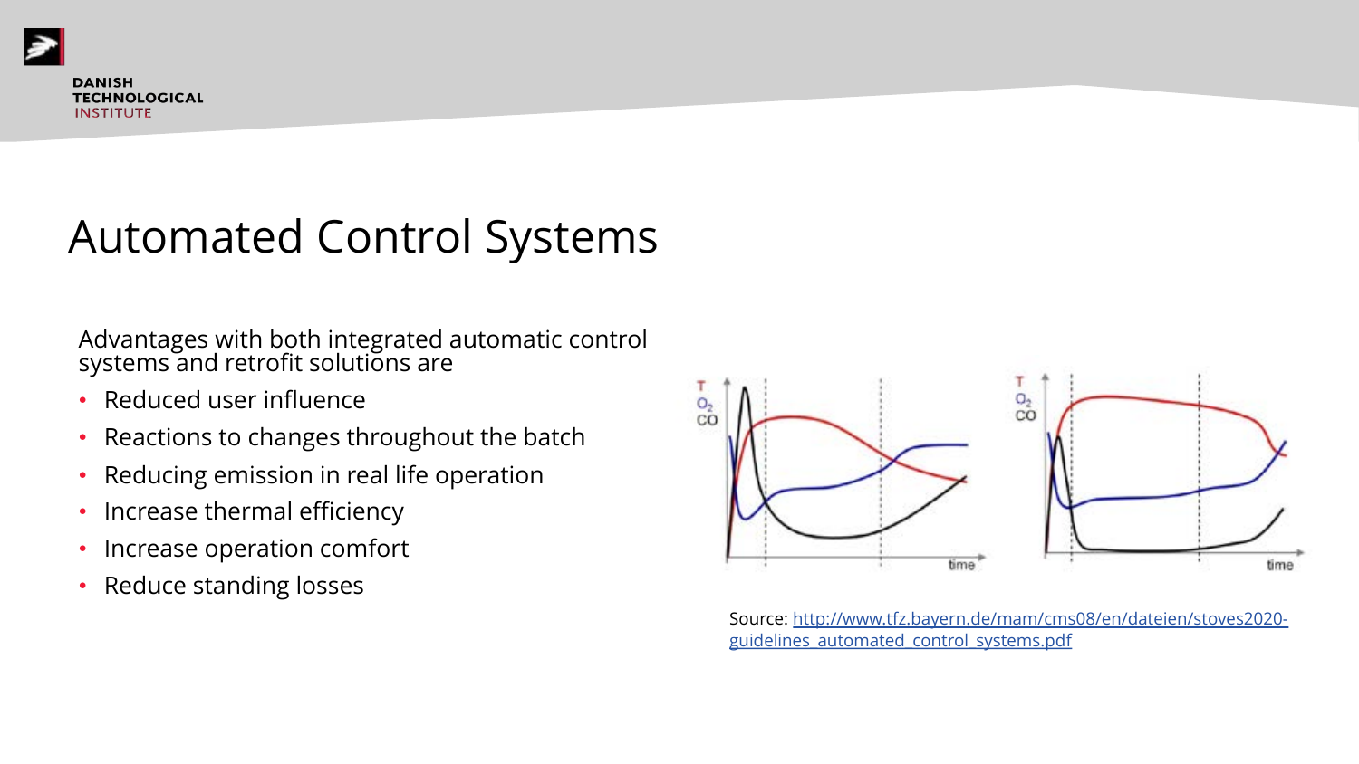# Automated Control Systems

Advantages with both integrated automatic control systems and retrofit solutions are

- Reduced user influence
- Reactions to changes throughout the batch
- Reducing emission in real life operation
- Increase thermal efficiency
- Increase operation comfort
- Reduce standing losses

Source: http://www.tfz.bayern.de/mam/cms08/en/dateien/stoves2020-guidelines_automated_control_systems.pdf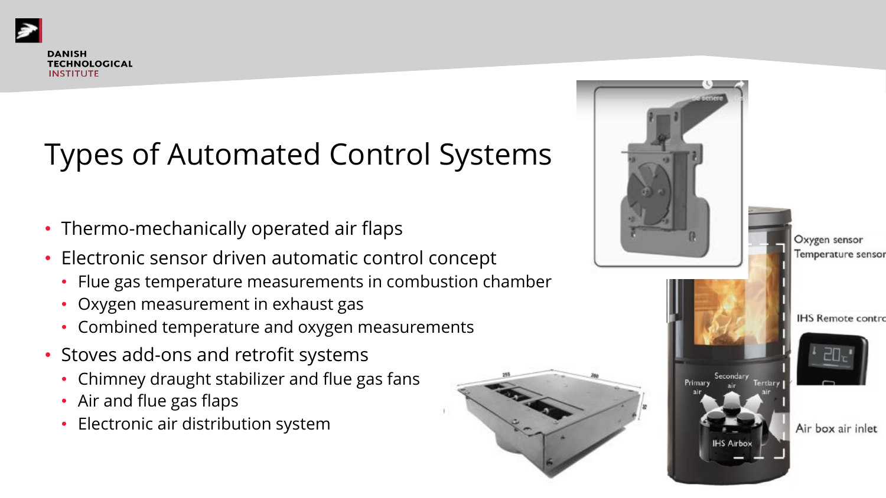# Types of Automated Control Systems

- Thermo-mechanically operated air flaps
- Electronic sensor driven automatic control concept
  - Flue gas temperature measurements in combustion chamber
  - Oxygen measurement in exhaust gas
  - Combined temperature and oxygen measurements
- Stoves add-ons and retrofit systems
  - Chimney draught stabilizer and flue gas fans
  - Air and flue gas flaps
  - Electronic air distribution system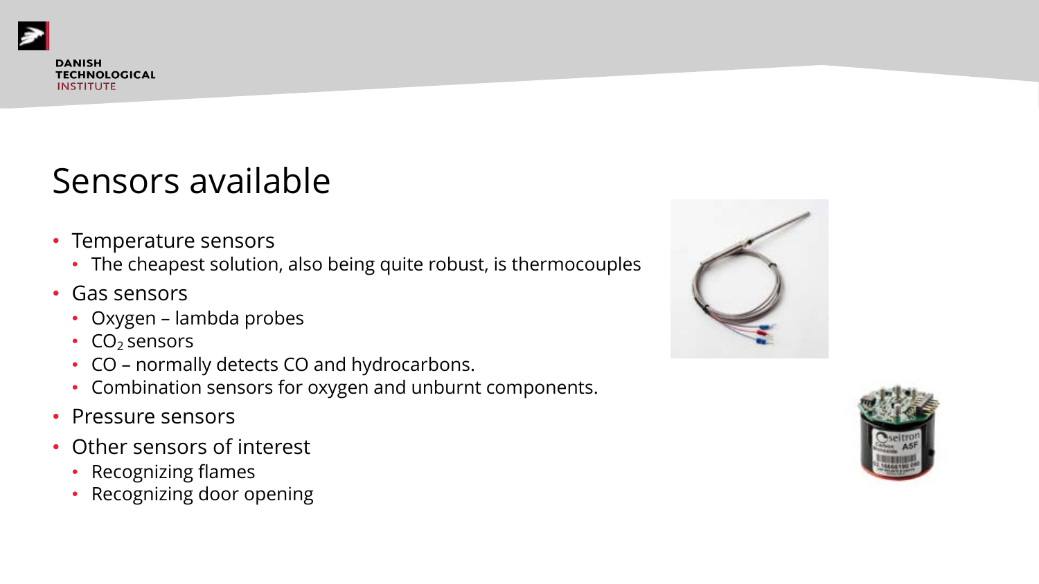# Sensors available

- Temperature sensors
  - The cheapest solution, also being quite robust, is thermocouples
- Gas sensors
  - Oxygen – lambda probes
  - $CO_2$ sensors
  - CO – normally detects CO and hydrocarbons.
  - Combination sensors for oxygen and unburnt components.
- Pressure sensors
- Other sensors of interest
  - Recognizing flames
  - Recognizing door opening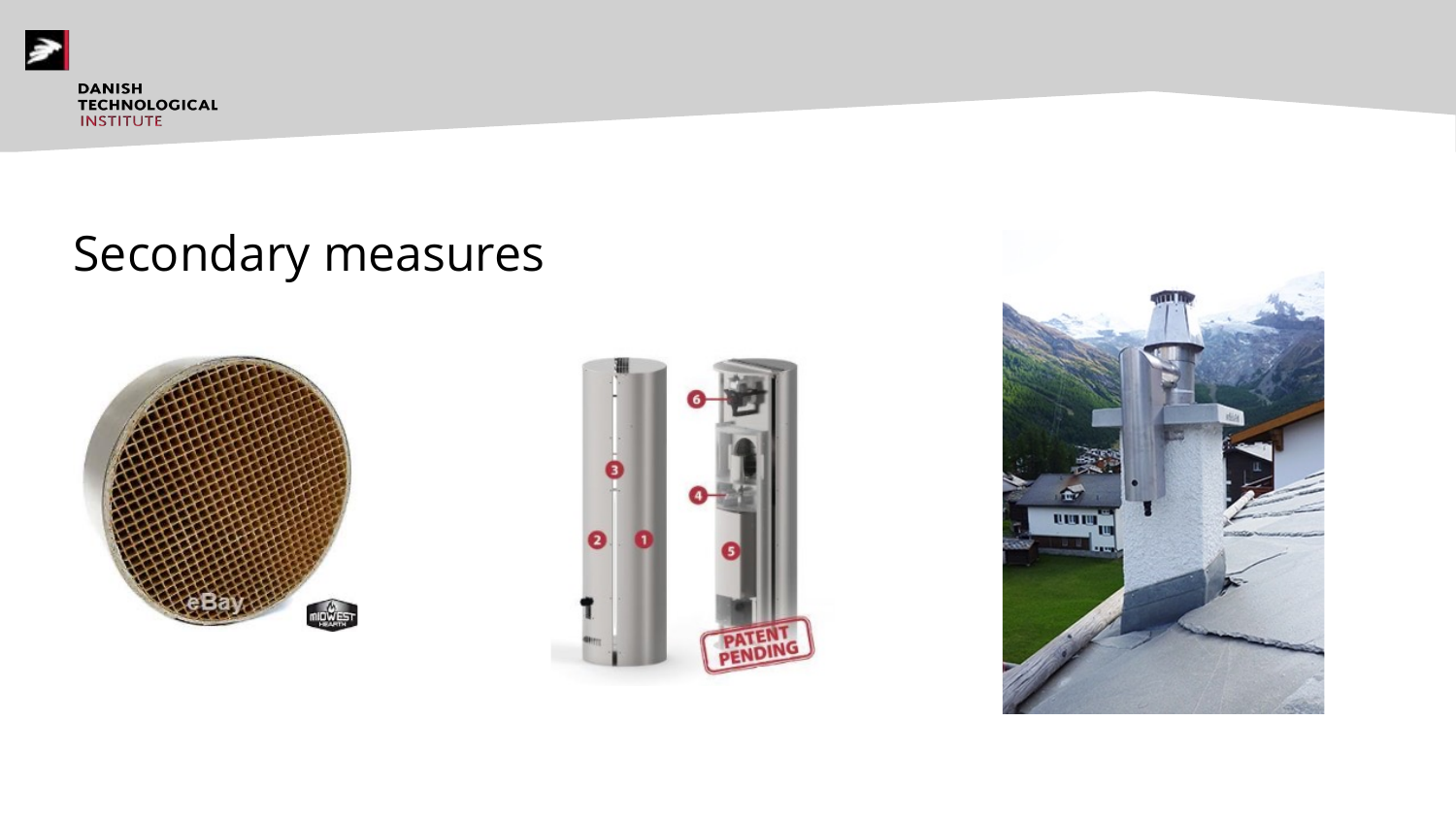# Secondary measures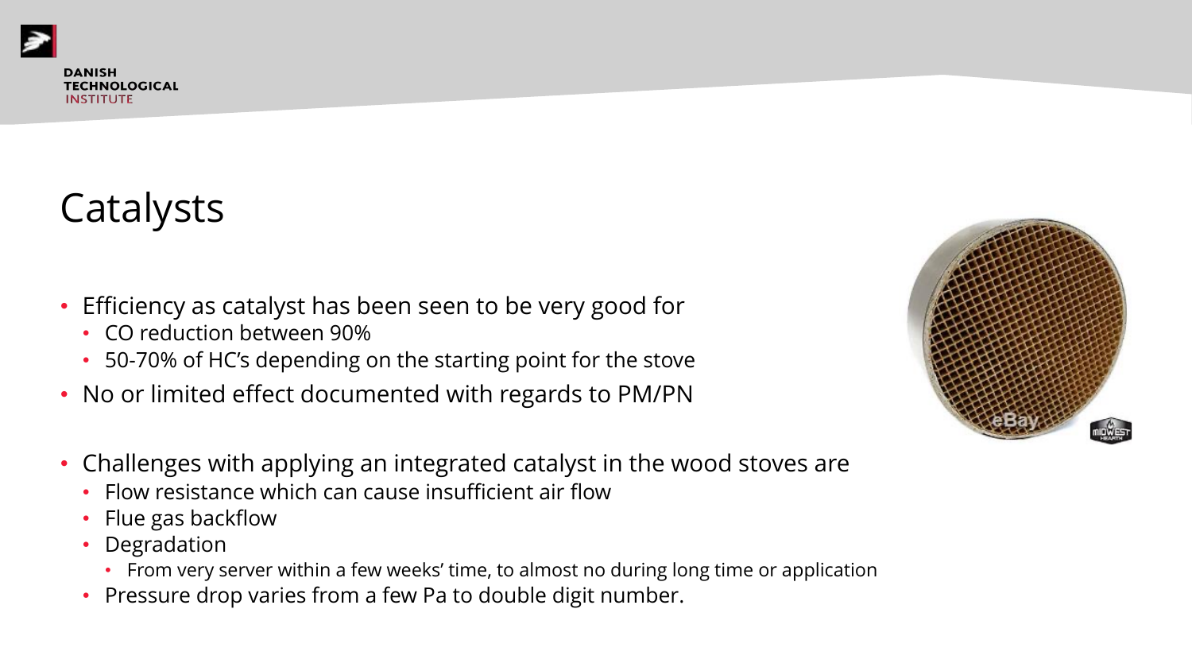# Catalysts

- Efficiency as catalyst has been seen to be very good for
  - CO reduction between 90%
  - 50-70% of HC's depending on the starting point for the stove
- No or limited effect documented with regards to PM/PN

- Challenges with applying an integrated catalyst in the wood stoves are
  - Flow resistance which can cause insufficient air flow
  - Flue gas backflow
  - Degradation
    - From very server within a few weeks' time, to almost no during long time or application
  - Pressure drop varies from a few Pa to double digit number.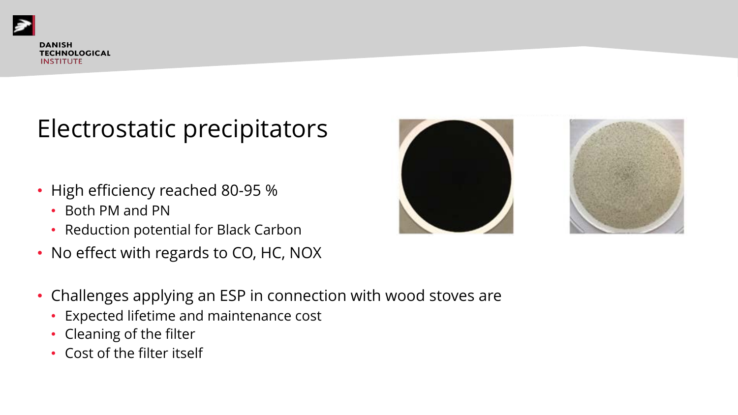# Electrostatic precipitators

- High efficiency reached 80-95 %
  - Both PM and PN
  - Reduction potential for Black Carbon
- No effect with regards to CO, HC, NOX

- Challenges applying an ESP in connection with wood stoves are
  - Expected lifetime and maintenance cost
  - Cleaning of the filter
  - Cost of the filter itself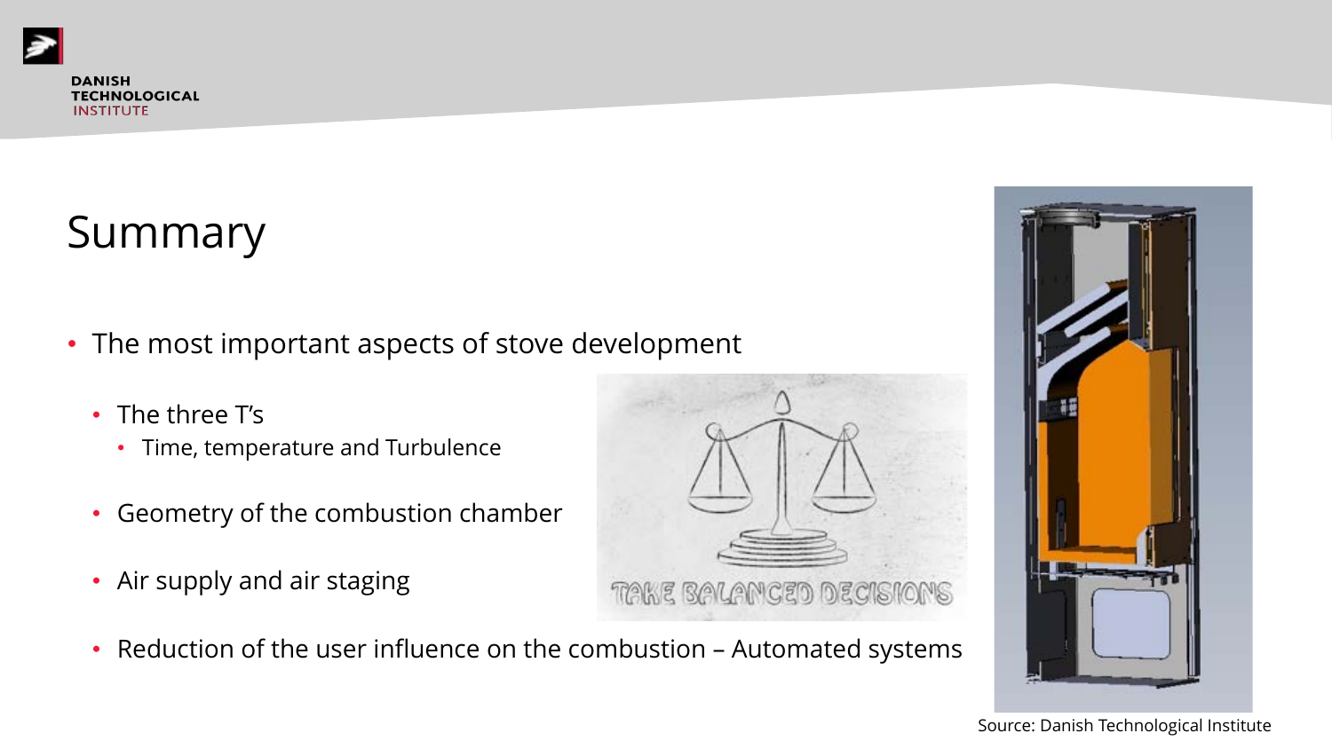# Summary

- The most important aspects of stove development
  - The three T's
    - Time, temperature and Turbulence
  - Geometry of the combustion chamber
  - Air supply and air staging
  - Reduction of the user influence on the combustion – Automated systems

Source: Danish Technological Institute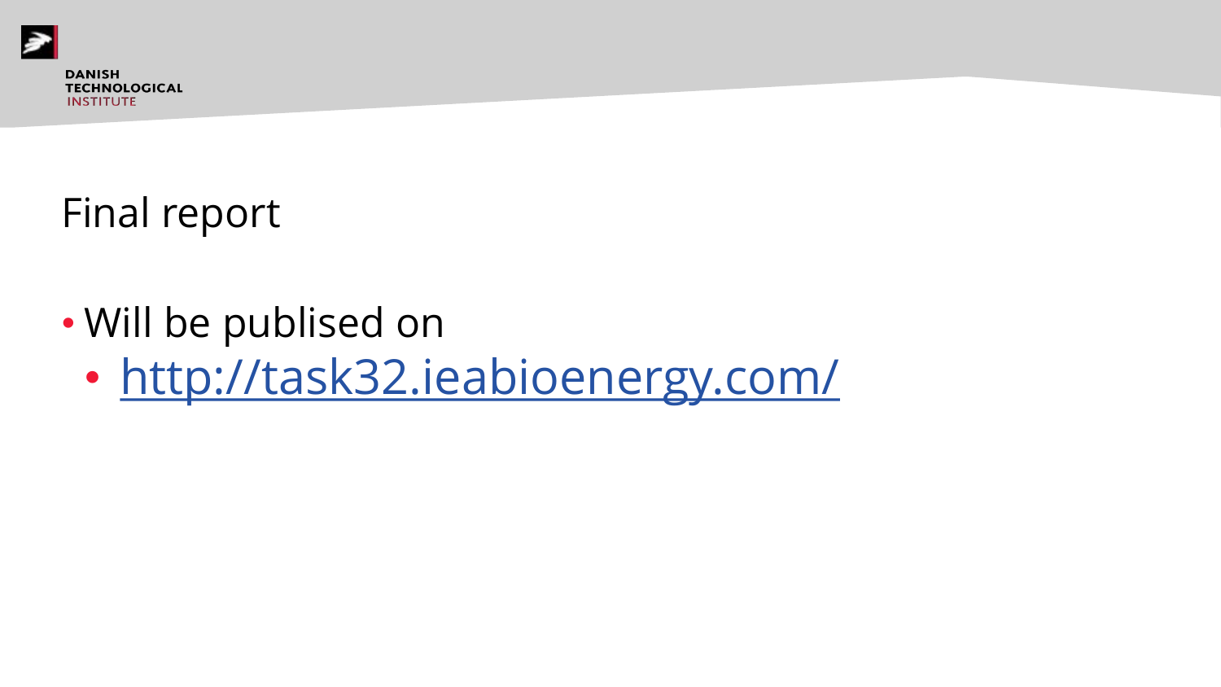# Final report

- Will be publised on
  - http://task32.ieabioenergy.com/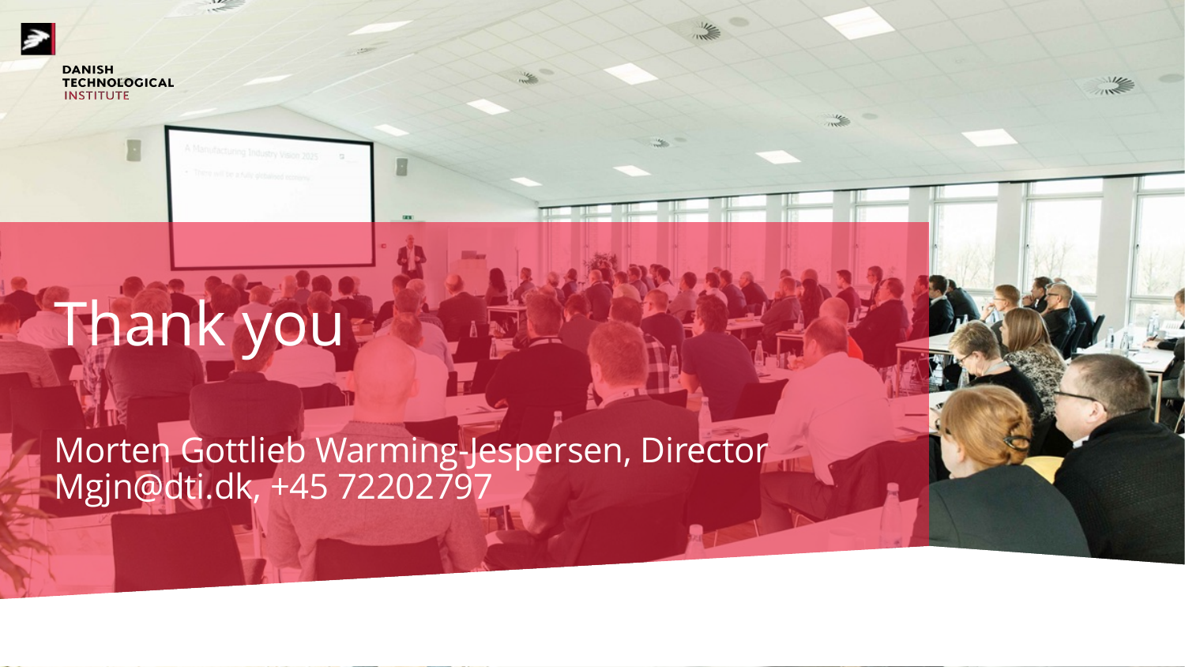DANISH TECHNOLOGICAL INSTITUTE

# Thank you

Morten Gottlieb Warming-Jespersen, Director
Mgjn@dti.dk, +45 72202797